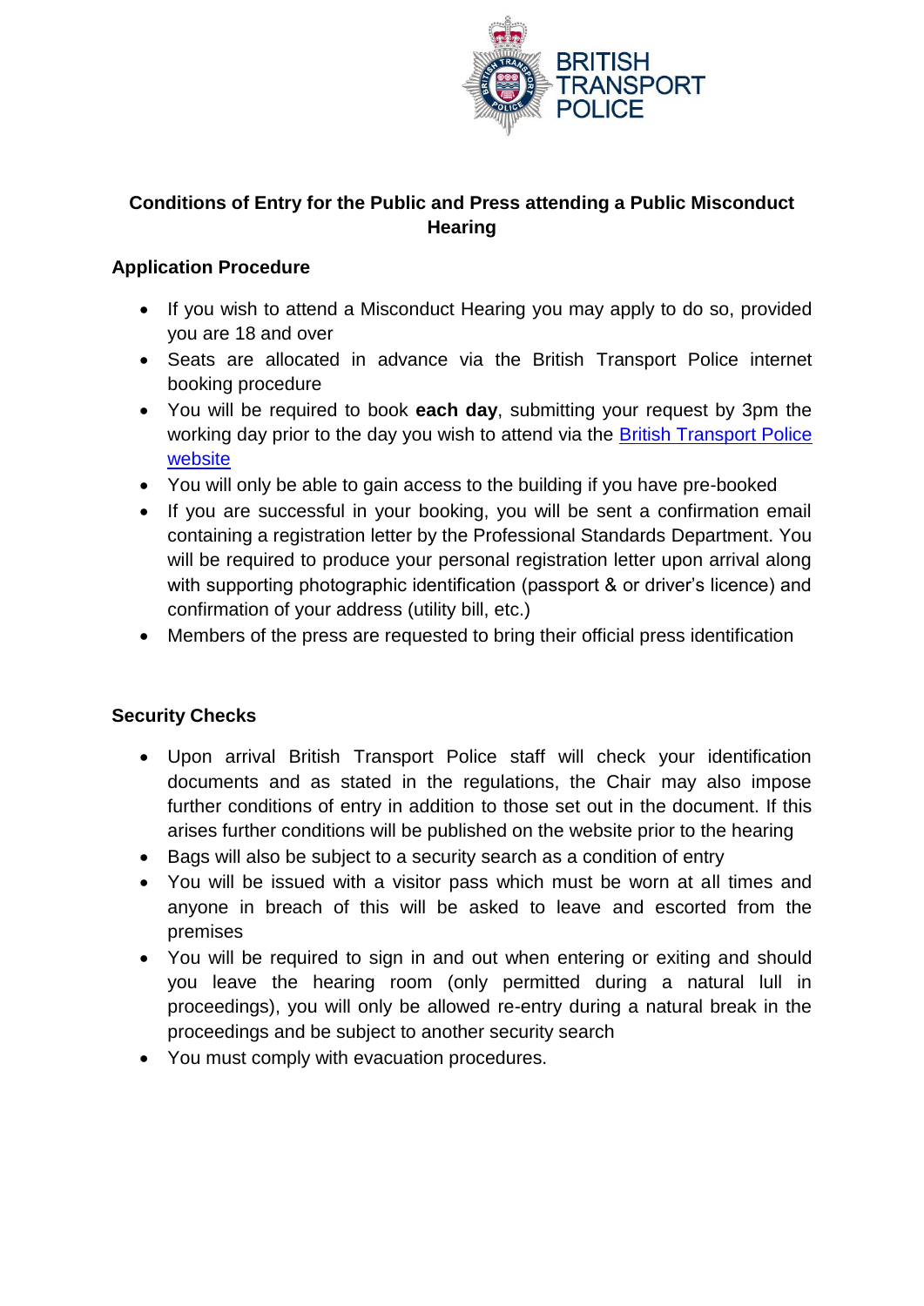# Conditions of Entry for the Public and Press attending a Public Misconduct Hearing

## Application Procedure

- If you wish to attend a Misconduct Hearing you may apply to do so, provided you are 18 and over
- Seats are allocated in advance via the British Transport Police internet booking procedure
- You will be required to book **each day**, submitting your request by 3pm the working day prior to the day you wish to attend via the [British Transport Police website]()
- You will only be able to gain access to the building if you have pre-booked
- If you are successful in your booking, you will be sent a confirmation email containing a registration letter by the Professional Standards Department. You will be required to produce your personal registration letter upon arrival along with supporting photographic identification (passport & or driver's licence) and confirmation of your address (utility bill, etc.)
- Members of the press are requested to bring their official press identification

## Security Checks

- Upon arrival British Transport Police staff will check your identification documents and as stated in the regulations, the Chair may also impose further conditions of entry in addition to those set out in the document. If this arises further conditions will be published on the website prior to the hearing
- Bags will also be subject to a security search as a condition of entry
- You will be issued with a visitor pass which must be worn at all times and anyone in breach of this will be asked to leave and escorted from the premises
- You will be required to sign in and out when entering or exiting and should you leave the hearing room (only permitted during a natural lull in proceedings), you will only be allowed re-entry during a natural break in the proceedings and be subject to another security search
- You must comply with evacuation procedures.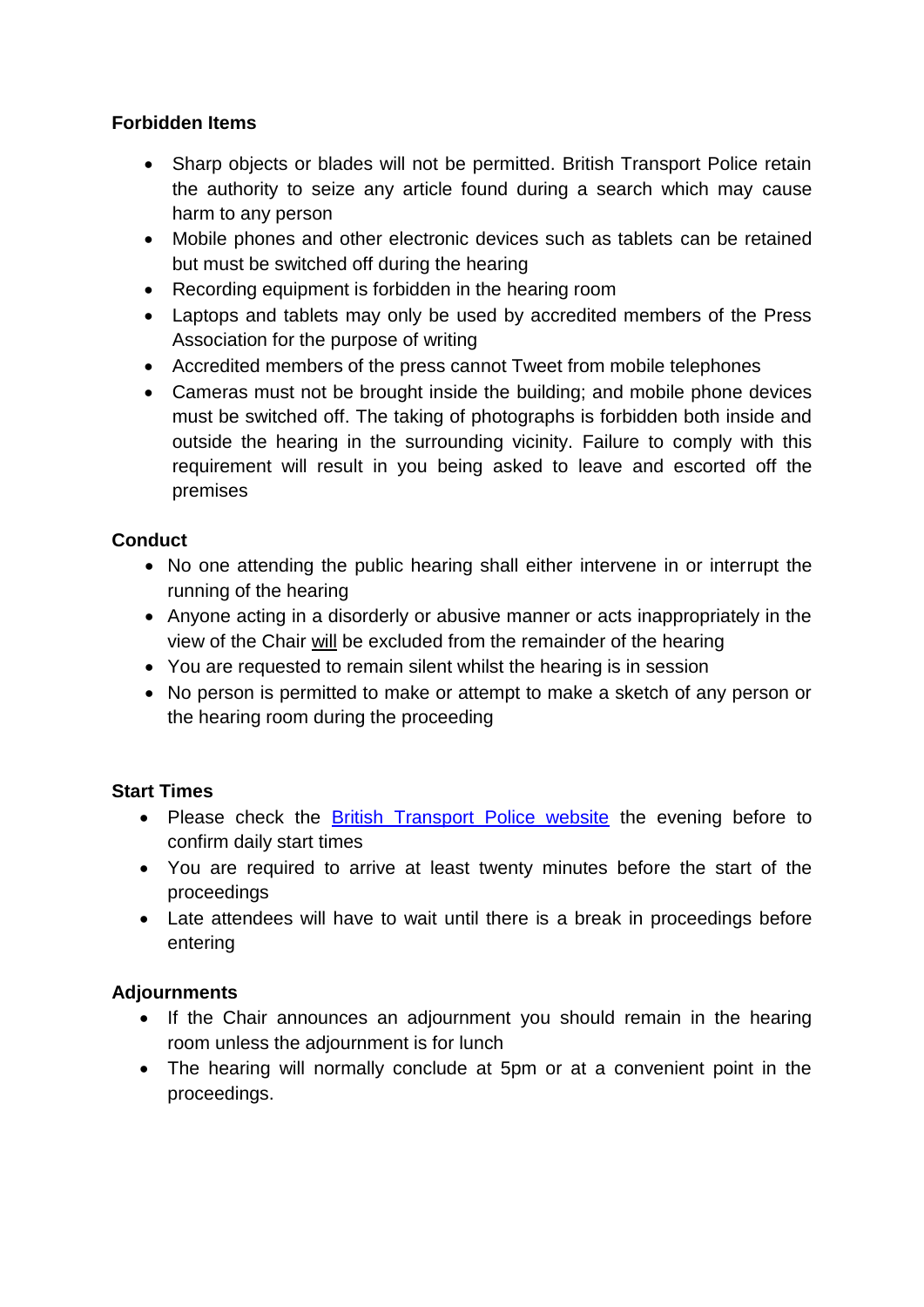**Forbidden Items**

- Sharp objects or blades will not be permitted. British Transport Police retain the authority to seize any article found during a search which may cause harm to any person
- Mobile phones and other electronic devices such as tablets can be retained but must be switched off during the hearing
- Recording equipment is forbidden in the hearing room
- Laptops and tablets may only be used by accredited members of the Press Association for the purpose of writing
- Accredited members of the press cannot Tweet from mobile telephones
- Cameras must not be brought inside the building; and mobile phone devices must be switched off. The taking of photographs is forbidden both inside and outside the hearing in the surrounding vicinity. Failure to comply with this requirement will result in you being asked to leave and escorted off the premises

**Conduct**

- No one attending the public hearing shall either intervene in or interrupt the running of the hearing
- Anyone acting in a disorderly or abusive manner or acts inappropriately in the view of the Chair <u>will</u> be excluded from the remainder of the hearing
- You are requested to remain silent whilst the hearing is in session
- No person is permitted to make or attempt to make a sketch of any person or the hearing room during the proceeding

**Start Times**

- Please check the [British Transport Police website]() the evening before to confirm daily start times
- You are required to arrive at least twenty minutes before the start of the proceedings
- Late attendees will have to wait until there is a break in proceedings before entering

**Adjournments**

- If the Chair announces an adjournment you should remain in the hearing room unless the adjournment is for lunch
- The hearing will normally conclude at 5pm or at a convenient point in the proceedings.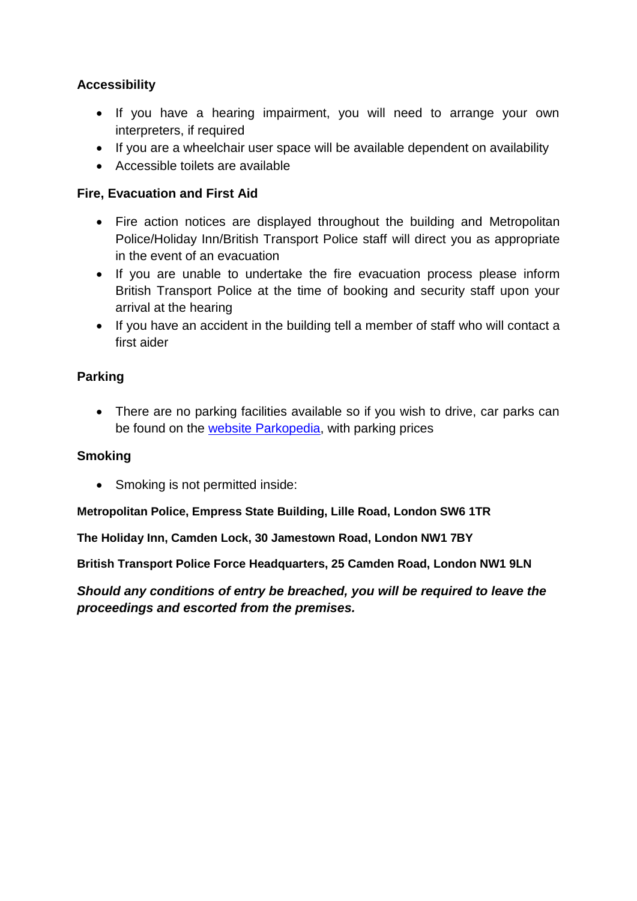**Accessibility**

- If you have a hearing impairment, you will need to arrange your own interpreters, if required
- If you are a wheelchair user space will be available dependent on availability
- Accessible toilets are available

**Fire, Evacuation and First Aid**

- Fire action notices are displayed throughout the building and Metropolitan Police/Holiday Inn/British Transport Police staff will direct you as appropriate in the event of an evacuation
- If you are unable to undertake the fire evacuation process please inform British Transport Police at the time of booking and security staff upon your arrival at the hearing
- If you have an accident in the building tell a member of staff who will contact a first aider

**Parking**

- There are no parking facilities available so if you wish to drive, car parks can be found on the website Parkopedia, with parking prices

**Smoking**

- Smoking is not permitted inside:

**Metropolitan Police, Empress State Building, Lille Road, London SW6 1TR**

**The Holiday Inn, Camden Lock, 30 Jamestown Road, London NW1 7BY**

**British Transport Police Force Headquarters, 25 Camden Road, London NW1 9LN**

***Should any conditions of entry be breached, you will be required to leave the proceedings and escorted from the premises.***